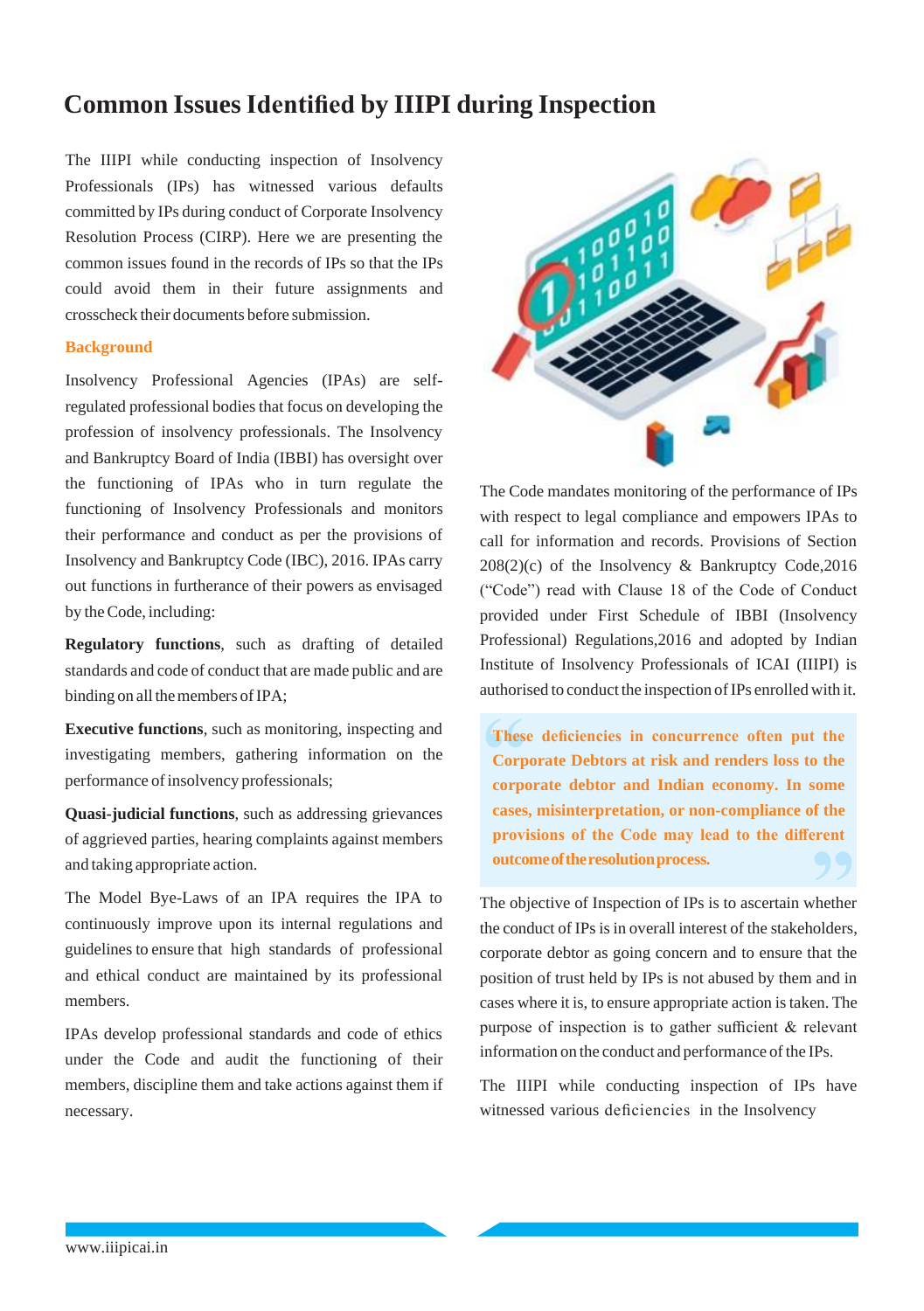# Common Issues Identified by IIIPI during Inspection

The IIIPI while conducting inspection of Insolvency Professionals (IPs) has witnessed various defaults committed by IPs during conduct of Corporate Insolvency Resolution Process (CIRP). Here we are presenting the common issues found in the records of IPs so that the IPs could avoid them in their future assignments and crosscheck their documents before submission.

## Background

Insolvency Professional Agencies (IPAs) are self-regulated professional bodies that focus on developing the profession of insolvency professionals. The Insolvency and Bankruptcy Board of India (IBBI) has oversight over the functioning of IPAs who in turn regulate the functioning of Insolvency Professionals and monitors their performance and conduct as per the provisions of Insolvency and Bankruptcy Code (IBC), 2016. IPAs carry out functions in furtherance of their powers as envisaged by the Code, including:

**Regulatory functions**, such as drafting of detailed standards and code of conduct that are made public and are binding on all the members of IPA;

**Executive functions**, such as monitoring, inspecting and investigating members, gathering information on the performance of insolvency professionals;

**Quasi-judicial functions**, such as addressing grievances of aggrieved parties, hearing complaints against members and taking appropriate action.

The Model Bye-Laws of an IPA requires the IPA to continuously improve upon its internal regulations and guidelines to ensure that high standards of professional and ethical conduct are maintained by its professional members.

IPAs develop professional standards and code of ethics under the Code and audit the functioning of their members, discipline them and take actions against them if necessary.

The Code mandates monitoring of the performance of IPs with respect to legal compliance and empowers IPAs to call for information and records. Provisions of Section 208(2)(c) of the Insolvency & Bankruptcy Code,2016 ("Code") read with Clause 18 of the Code of Conduct provided under First Schedule of IBBI (Insolvency Professional) Regulations,2016 and adopted by Indian Institute of Insolvency Professionals of ICAI (IIIPI) is authorised to conduct the inspection of IPs enrolled with it.

> **These deficiencies in concurrence often put the Corporate Debtors at risk and renders loss to the corporate debtor and Indian economy. In some cases, misinterpretation, or non-compliance of the provisions of the Code may lead to the different outcome of the resolution process.**

The objective of Inspection of IPs is to ascertain whether the conduct of IPs is in overall interest of the stakeholders, corporate debtor as going concern and to ensure that the position of trust held by IPs is not abused by them and in cases where it is, to ensure appropriate action is taken. The purpose of inspection is to gather sufficient & relevant information on the conduct and performance of the IPs.

The IIIPI while conducting inspection of IPs have witnessed various deficiencies in the Insolvency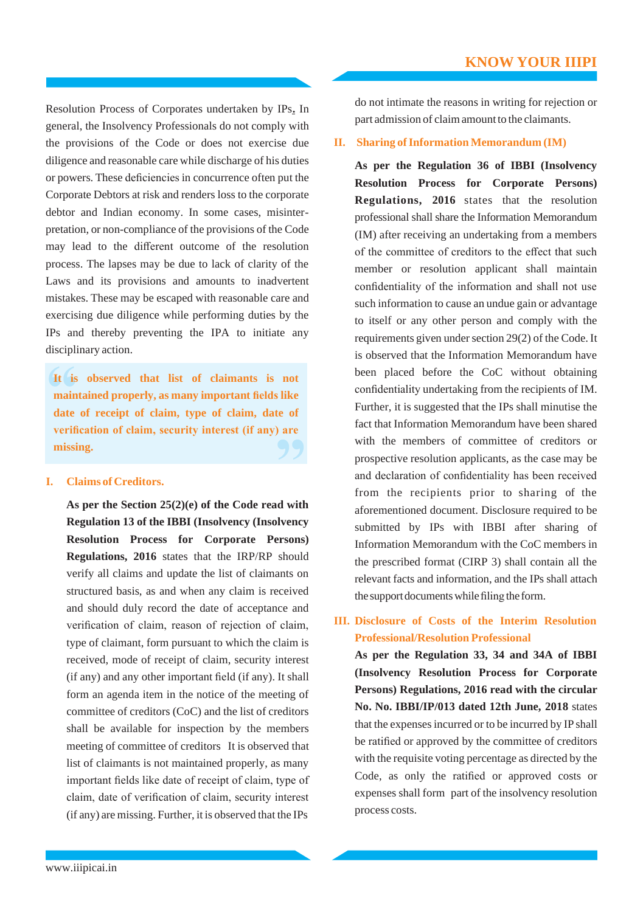Resolution Process of Corporates undertaken by IPs. In general, the Insolvency Professionals do not comply with the provisions of the Code or does not exercise due diligence and reasonable care while discharge of his duties or powers. These deficiencies in concurrence often put the Corporate Debtors at risk and renders loss to the corporate debtor and Indian economy. In some cases, misinterpretation, or non-compliance of the provisions of the Code may lead to the different outcome of the resolution process. The lapses may be due to lack of clarity of the Laws and its provisions and amounts to inadvertent mistakes. These may be escaped with reasonable care and exercising due diligence while performing duties by the IPs and thereby preventing the IPA to initiate any disciplinary action.

> **It is observed that list of claimants is not maintained properly, as many important fields like date of receipt of claim, type of claim, date of verification of claim, security interest (if any) are missing.**

## I. Claims of Creditors.

**As per the Section 25(2)(e) of the Code read with Regulation 13 of the IBBI (Insolvency (Insolvency Resolution Process for Corporate Persons) Regulations, 2016** states that the IRP/RP should verify all claims and update the list of claimants on structured basis, as and when any claim is received and should duly record the date of acceptance and verification of claim, reason of rejection of claim, type of claimant, form pursuant to which the claim is received, mode of receipt of claim, security interest (if any) and any other important field (if any). It shall form an agenda item in the notice of the meeting of committee of creditors (CoC) and the list of creditors shall be available for inspection by the members meeting of committee of creditors It is observed that list of claimants is not maintained properly, as many important fields like date of receipt of claim, type of claim, date of verification of claim, security interest (if any) are missing. Further, it is observed that the IPs do not intimate the reasons in writing for rejection or part admission of claim amount to the claimants.

## II. Sharing of Information Memorandum (IM)

**As per the Regulation 36 of IBBI (Insolvency Resolution Process for Corporate Persons) Regulations, 2016** states that the resolution professional shall share the Information Memorandum (IM) after receiving an undertaking from a members of the committee of creditors to the effect that such member or resolution applicant shall maintain confidentiality of the information and shall not use such information to cause an undue gain or advantage to itself or any other person and comply with the requirements given under section 29(2) of the Code. It is observed that the Information Memorandum have been placed before the CoC without obtaining confidentiality undertaking from the recipients of IM. Further, it is suggested that the IPs shall minutise the fact that Information Memorandum have been shared with the members of committee of creditors or prospective resolution applicants, as the case may be and declaration of confidentiality has been received from the recipients prior to sharing of the aforementioned document. Disclosure required to be submitted by IPs with IBBI after sharing of Information Memorandum with the CoC members in the prescribed format (CIRP 3) shall contain all the relevant facts and information, and the IPs shall attach the support documents while filing the form.

## III. Disclosure of Costs of the Interim Resolution Professional/Resolution Professional

**As per the Regulation 33, 34 and 34A of IBBI (Insolvency Resolution Process for Corporate Persons) Regulations, 2016 read with the circular No. No. IBBI/IP/013 dated 12th June, 2018** states that the expenses incurred or to be incurred by IP shall be ratified or approved by the committee of creditors with the requisite voting percentage as directed by the Code, as only the ratified or approved costs or expenses shall form part of the insolvency resolution process costs.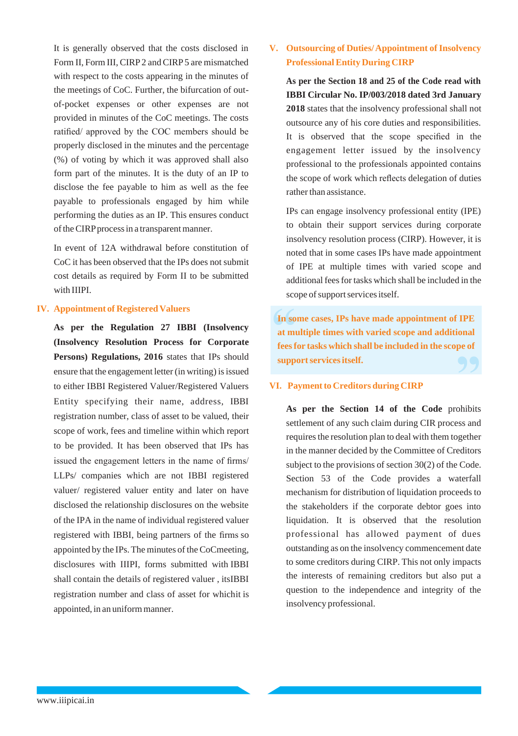It is generally observed that the costs disclosed in Form II, Form III, CIRP 2 and CIRP 5 are mismatched with respect to the costs appearing in the minutes of the meetings of CoC. Further, the bifurcation of out-of-pocket expenses or other expenses are not provided in minutes of the CoC meetings. The costs ratified/ approved by the COC members should be properly disclosed in the minutes and the percentage (%) of voting by which it was approved shall also form part of the minutes. It is the duty of an IP to disclose the fee payable to him as well as the fee payable to professionals engaged by him while performing the duties as an IP. This ensures conduct of the CIRP process in a transparent manner.

In event of 12A withdrawal before constitution of CoC it has been observed that the IPs does not submit cost details as required by Form II to be submitted with IIIPI.

## IV. Appointment of Registered Valuers

**As per the Regulation 27 IBBI (Insolvency (Insolvency Resolution Process for Corporate Persons) Regulations, 2016** states that IPs should ensure that the engagement letter (in writing) is issued to either IBBI Registered Valuer/Registered Valuers Entity specifying their name, address, IBBI registration number, class of asset to be valued, their scope of work, fees and timeline within which report to be provided. It has been observed that IPs has issued the engagement letters in the name of firms/ LLPs/ companies which are not IBBI registered valuer/ registered valuer entity and later on have disclosed the relationship disclosures on the website of the IPA in the name of individual registered valuer registered with IBBI, being partners of the firms so appointed by the IPs. The minutes of the CoCmeeting, disclosures with IIIPI, forms submitted with IBBI shall contain the details of registered valuer , itsIBBI registration number and class of asset for whichit is appointed, in an uniform manner.

## V. Outsourcing of Duties/ Appointment of Insolvency Professional Entity During CIRP

**As per the Section 18 and 25 of the Code read with IBBI Circular No. IP/003/2018 dated 3rd January 2018** states that the insolvency professional shall not outsource any of his core duties and responsibilities. It is observed that the scope specified in the engagement letter issued by the insolvency professional to the professionals appointed contains the scope of work which reflects delegation of duties rather than assistance.

IPs can engage insolvency professional entity (IPE) to obtain their support services during corporate insolvency resolution process (CIRP). However, it is noted that in some cases IPs have made appointment of IPE at multiple times with varied scope and additional fees for tasks which shall be included in the scope of support services itself.

> **In some cases, IPs have made appointment of IPE at multiple times with varied scope and additional fees for tasks which shall be included in the scope of support services itself.**

## VI. Payment to Creditors during CIRP

**As per the Section 14 of the Code** prohibits settlement of any such claim during CIR process and requires the resolution plan to deal with them together in the manner decided by the Committee of Creditors subject to the provisions of section 30(2) of the Code. Section 53 of the Code provides a waterfall mechanism for distribution of liquidation proceeds to the stakeholders if the corporate debtor goes into liquidation. It is observed that the resolution professional has allowed payment of dues outstanding as on the insolvency commencement date to some creditors during CIRP. This not only impacts the interests of remaining creditors but also put a question to the independence and integrity of the insolvency professional.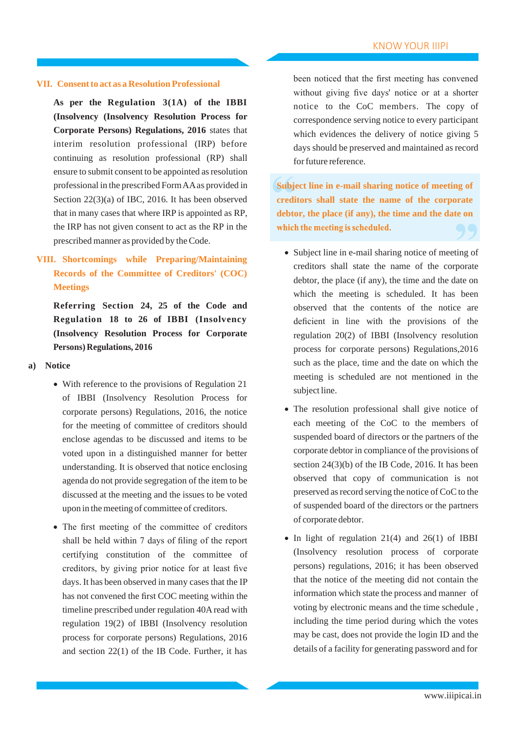## VII. Consent to act as a Resolution Professional

**As per the Regulation 3(1A) of the IBBI (Insolvency (Insolvency Resolution Process for Corporate Persons) Regulations, 2016** states that interim resolution professional (IRP) before continuing as resolution professional (RP) shall ensure to submit consent to be appointed as resolution professional in the prescribed Form AA as provided in Section 22(3)(a) of IBC, 2016. It has been observed that in many cases that where IRP is appointed as RP, the IRP has not given consent to act as the RP in the prescribed manner as provided by the Code.

## VIII. Shortcomings while Preparing/Maintaining Records of the Committee of Creditors' (COC) Meetings

**Referring Section 24, 25 of the Code and Regulation 18 to 26 of IBBI (Insolvency (Insolvency Resolution Process for Corporate Persons) Regulations, 2016**

### a) Notice

- With reference to the provisions of Regulation 21 of IBBI (Insolvency Resolution Process for corporate persons) Regulations, 2016, the notice for the meeting of committee of creditors should enclose agendas to be discussed and items to be voted upon in a distinguished manner for better understanding. It is observed that notice enclosing agenda do not provide segregation of the item to be discussed at the meeting and the issues to be voted upon in the meeting of committee of creditors.
- The first meeting of the committee of creditors shall be held within 7 days of filing of the report certifying constitution of the committee of creditors, by giving prior notice for at least five days. It has been observed in many cases that the IP has not convened the first COC meeting within the timeline prescribed under regulation 40A read with regulation 19(2) of IBBI (Insolvency resolution process for corporate persons) Regulations, 2016 and section 22(1) of the IB Code. Further, it has been noticed that the first meeting has convened without giving five days' notice or at a shorter notice to the CoC members. The copy of correspondence serving notice to every participant which evidences the delivery of notice giving 5 days should be preserved and maintained as record for future reference.

> **Subject line in e-mail sharing notice of meeting of creditors shall state the name of the corporate debtor, the place (if any), the time and the date on which the meeting is scheduled.**

- Subject line in e-mail sharing notice of meeting of creditors shall state the name of the corporate debtor, the place (if any), the time and the date on which the meeting is scheduled. It has been observed that the contents of the notice are deficient in line with the provisions of the regulation 20(2) of IBBI (Insolvency resolution process for corporate persons) Regulations,2016 such as the place, time and the date on which the meeting is scheduled are not mentioned in the subject line.
- The resolution professional shall give notice of each meeting of the CoC to the members of suspended board of directors or the partners of the corporate debtor in compliance of the provisions of section 24(3)(b) of the IB Code, 2016. It has been observed that copy of communication is not preserved as record serving the notice of CoC to the of suspended board of the directors or the partners of corporate debtor.
- In light of regulation 21(4) and 26(1) of IBBI (Insolvency resolution process of corporate persons) regulations, 2016; it has been observed that the notice of the meeting did not contain the information which state the process and manner of voting by electronic means and the time schedule , including the time period during which the votes may be cast, does not provide the login ID and the details of a facility for generating password and for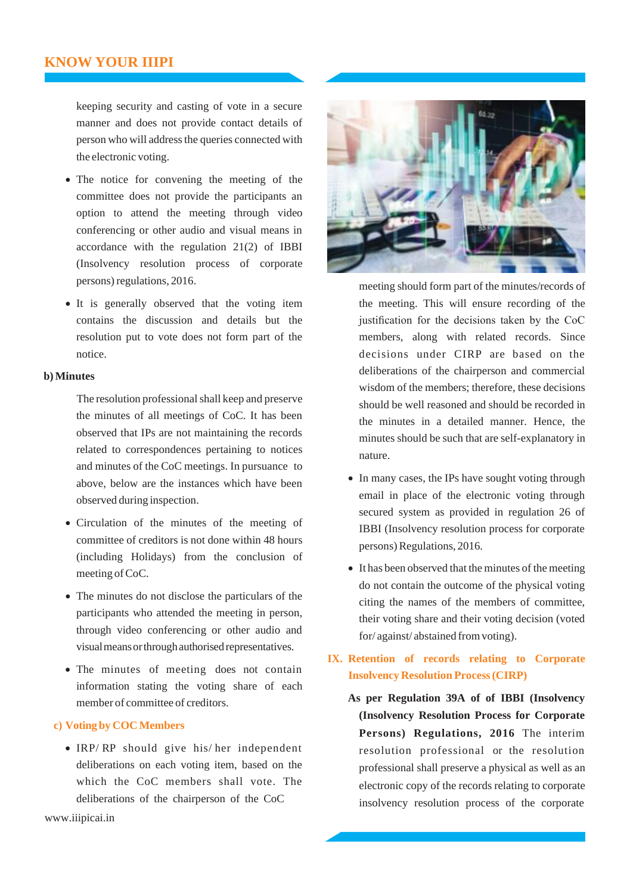keeping security and casting of vote in a secure manner and does not provide contact details of person who will address the queries connected with the electronic voting.

- The notice for convening the meeting of the committee does not provide the participants an option to attend the meeting through video conferencing or other audio and visual means in accordance with the regulation 21(2) of IBBI (Insolvency resolution process of corporate persons) regulations, 2016.
- It is generally observed that the voting item contains the discussion and details but the resolution put to vote does not form part of the notice.

**b) Minutes**

The resolution professional shall keep and preserve the minutes of all meetings of CoC. It has been observed that IPs are not maintaining the records related to correspondences pertaining to notices and minutes of the CoC meetings. In pursuance to above, below are the instances which have been observed during inspection.

- Circulation of the minutes of the meeting of committee of creditors is not done within 48 hours (including Holidays) from the conclusion of meeting of CoC.
- The minutes do not disclose the particulars of the participants who attended the meeting in person, through video conferencing or other audio and visual means or through authorised representatives.
- The minutes of meeting does not contain information stating the voting share of each member of committee of creditors.

**c) Voting by COC Members**

- IRP/ RP should give his/ her independent deliberations on each voting item, based on the which the CoC members shall vote. The deliberations of the chairperson of the CoC meeting should form part of the minutes/records of the meeting. This will ensure recording of the justification for the decisions taken by the CoC members, along with related records. Since decisions under CIRP are based on the deliberations of the chairperson and commercial wisdom of the members; therefore, these decisions should be well reasoned and should be recorded in the minutes in a detailed manner. Hence, the minutes should be such that are self-explanatory in nature.
- In many cases, the IPs have sought voting through email in place of the electronic voting through secured system as provided in regulation 26 of IBBI (Insolvency resolution process for corporate persons) Regulations, 2016.
- It has been observed that the minutes of the meeting do not contain the outcome of the physical voting citing the names of the members of committee, their voting share and their voting decision (voted for/ against/ abstained from voting).

## IX. Retention of records relating to Corporate Insolvency Resolution Process (CIRP)

**As per Regulation 39A of of IBBI (Insolvency (Insolvency Resolution Process for Corporate Persons) Regulations, 2016** The interim resolution professional or the resolution professional shall preserve a physical as well as an electronic copy of the records relating to corporate insolvency resolution process of the corporate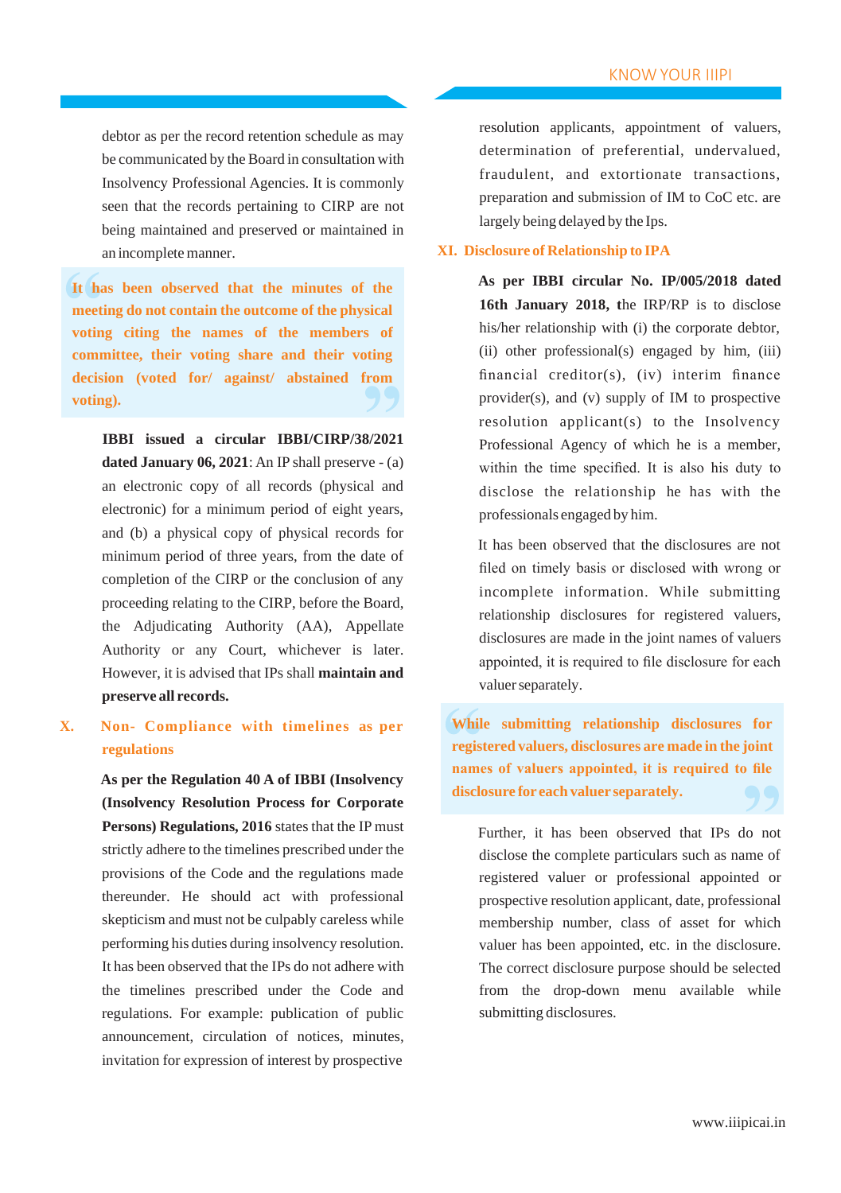debtor as per the record retention schedule as may be communicated by the Board in consultation with Insolvency Professional Agencies. It is commonly seen that the records pertaining to CIRP are not being maintained and preserved or maintained in an incomplete manner.

> **It has been observed that the minutes of the meeting do not contain the outcome of the physical voting citing the names of the members of committee, their voting share and their voting decision (voted for/ against/ abstained from voting).**

**IBBI issued a circular IBBI/CIRP/38/2021 dated January 06, 2021**: An IP shall preserve - (a) an electronic copy of all records (physical and electronic) for a minimum period of eight years, and (b) a physical copy of physical records for minimum period of three years, from the date of completion of the CIRP or the conclusion of any proceeding relating to the CIRP, before the Board, the Adjudicating Authority (AA), Appellate Authority or any Court, whichever is later. However, it is advised that IPs shall **maintain and preserve all records.**

## X. Non- Compliance with timelines as per regulations

**As per the Regulation 40 A of IBBI (Insolvency (Insolvency Resolution Process for Corporate Persons) Regulations, 2016** states that the IP must strictly adhere to the timelines prescribed under the provisions of the Code and the regulations made thereunder. He should act with professional skepticism and must not be culpably careless while performing his duties during insolvency resolution. It has been observed that the IPs do not adhere with the timelines prescribed under the Code and regulations. For example: publication of public announcement, circulation of notices, minutes, invitation for expression of interest by prospective resolution applicants, appointment of valuers, determination of preferential, undervalued, fraudulent, and extortionate transactions, preparation and submission of IM to CoC etc. are largely being delayed by the Ips.

## XI. Disclosure of Relationship to IPA

**As per IBBI circular No. IP/005/2018 dated 16th January 2018, t**he IRP/RP is to disclose his/her relationship with (i) the corporate debtor, (ii) other professional(s) engaged by him, (iii) financial creditor(s), (iv) interim finance provider(s), and (v) supply of IM to prospective resolution applicant(s) to the Insolvency Professional Agency of which he is a member, within the time specified. It is also his duty to disclose the relationship he has with the professionals engaged by him.

It has been observed that the disclosures are not filed on timely basis or disclosed with wrong or incomplete information. While submitting relationship disclosures for registered valuers, disclosures are made in the joint names of valuers appointed, it is required to file disclosure for each valuer separately.

> **While submitting relationship disclosures for registered valuers, disclosures are made in the joint names of valuers appointed, it is required to file disclosure for each valuer separately.**

Further, it has been observed that IPs do not disclose the complete particulars such as name of registered valuer or professional appointed or prospective resolution applicant, date, professional membership number, class of asset for which valuer has been appointed, etc. in the disclosure. The correct disclosure purpose should be selected from the drop-down menu available while submitting disclosures.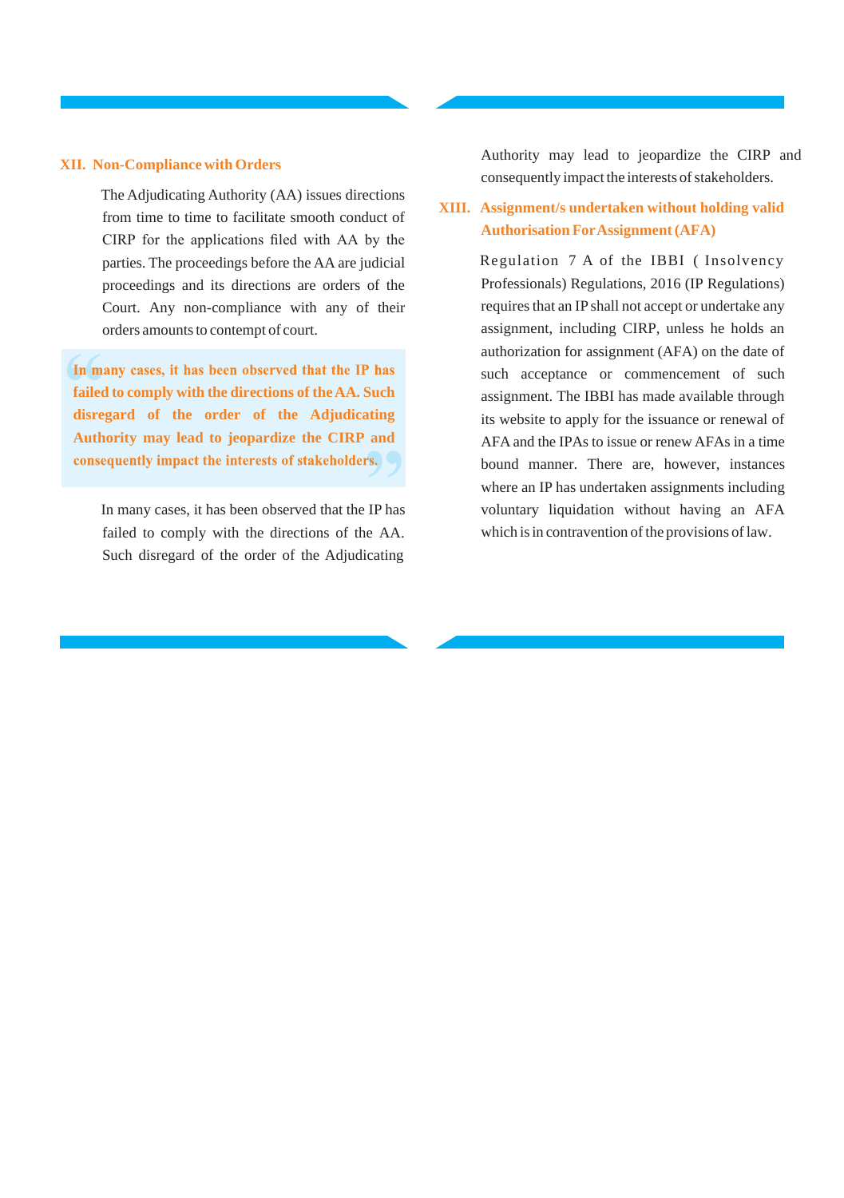## XII. Non-Compliance with Orders

The Adjudicating Authority (AA) issues directions from time to time to facilitate smooth conduct of CIRP for the applications filed with AA by the parties. The proceedings before the AA are judicial proceedings and its directions are orders of the Court. Any non-compliance with any of their orders amounts to contempt of court.

> **In many cases, it has been observed that the IP has failed to comply with the directions of the AA. Such disregard of the order of the Adjudicating Authority may lead to jeopardize the CIRP and consequently impact the interests of stakeholders.**

In many cases, it has been observed that the IP has failed to comply with the directions of the AA. Such disregard of the order of the Adjudicating Authority may lead to jeopardize the CIRP and consequently impact the interests of stakeholders.

## XIII. Assignment/s undertaken without holding valid Authorisation For Assignment (AFA)

Regulation 7 A of the IBBI ( Insolvency Professionals) Regulations, 2016 (IP Regulations) requires that an IP shall not accept or undertake any assignment, including CIRP, unless he holds an authorization for assignment (AFA) on the date of such acceptance or commencement of such assignment. The IBBI has made available through its website to apply for the issuance or renewal of AFA and the IPAs to issue or renew AFAs in a time bound manner. There are, however, instances where an IP has undertaken assignments including voluntary liquidation without having an AFA which is in contravention of the provisions of law.